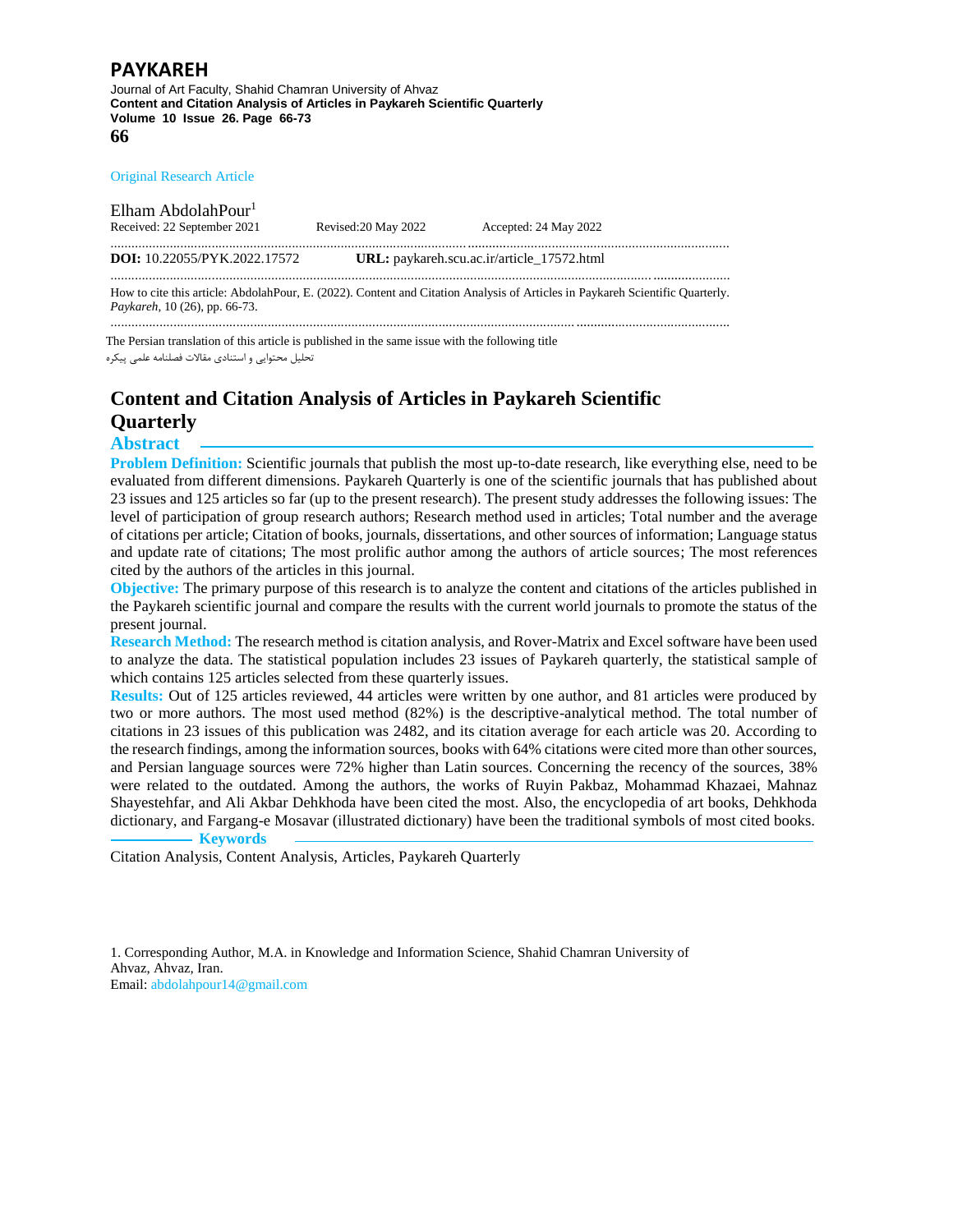Original Research Article

Elham AbdolahPour[1]

Received: 22 September 2021 Revised:20 May 2022 Accepted: 24 May 2022

**DOI:** 10.22055/PYK.2022.17572 **URL:** paykareh.scu.ac.ir/article_17572.html

How to cite this article: AbdolahPour, E. (2022). Content and Citation Analysis of Articles in Paykareh Scientific Quarterly. *Paykareh*, 10 (26), pp. 66-73.

The Persian translation of this article is published in the same issue with the following title

تحلیل محتوایی و استنادی مقالات فصلنامه علمی پیکره

# Content and Citation Analysis of Articles in Paykareh Scientific Quarterly

## Abstract

**Problem Definition:** Scientific journals that publish the most up-to-date research, like everything else, need to be evaluated from different dimensions. Paykareh Quarterly is one of the scientific journals that has published about 23 issues and 125 articles so far (up to the present research). The present study addresses the following issues: The level of participation of group research authors; Research method used in articles; Total number and the average of citations per article; Citation of books, journals, dissertations, and other sources of information; Language status and update rate of citations; The most prolific author among the authors of article sources; The most references cited by the authors of the articles in this journal.

**Objective:** The primary purpose of this research is to analyze the content and citations of the articles published in the Paykareh scientific journal and compare the results with the current world journals to promote the status of the present journal.

**Research Method:** The research method is citation analysis, and Rover-Matrix and Excel software have been used to analyze the data. The statistical population includes 23 issues of Paykareh quarterly, the statistical sample of which contains 125 articles selected from these quarterly issues.

**Results:** Out of 125 articles reviewed, 44 articles were written by one author, and 81 articles were produced by two or more authors. The most used method (82%) is the descriptive-analytical method. The total number of citations in 23 issues of this publication was 2482, and its citation average for each article was 20. According to the research findings, among the information sources, books with 64% citations were cited more than other sources, and Persian language sources were 72% higher than Latin sources. Concerning the recency of the sources, 38% were related to the outdated. Among the authors, the works of Ruyin Pakbaz, Mohammad Khazaei, Mahnaz Shayestehfar, and Ali Akbar Dehkhoda have been cited the most. Also, the encyclopedia of art books, Dehkhoda dictionary, and Fargang-e Mosavar (illustrated dictionary) have been the traditional symbols of most cited books.

**Keywords**

Citation Analysis, Content Analysis, Articles, Paykareh Quarterly

1. Corresponding Author, M.A. in Knowledge and Information Science, Shahid Chamran University of Ahvaz, Ahvaz, Iran.
Email: abdolahpour14@gmail.com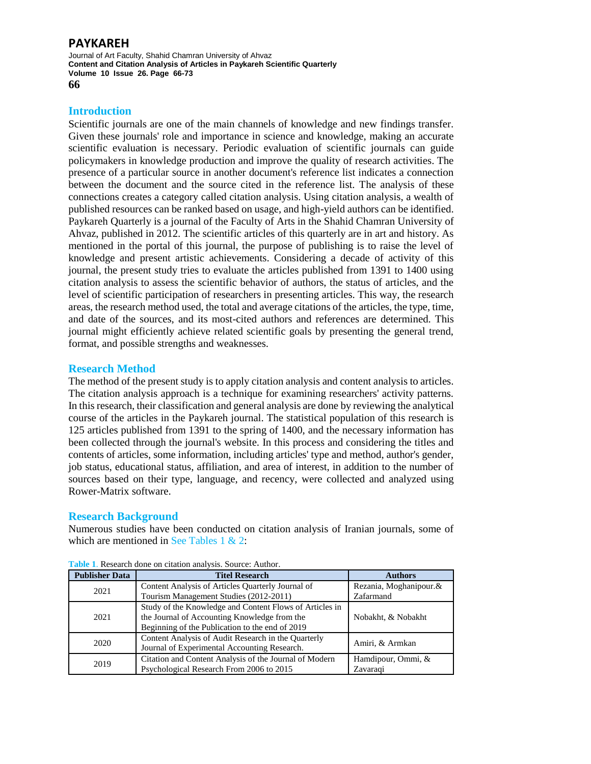## Introduction

Scientific journals are one of the main channels of knowledge and new findings transfer. Given these journals' role and importance in science and knowledge, making an accurate scientific evaluation is necessary. Periodic evaluation of scientific journals can guide policymakers in knowledge production and improve the quality of research activities. The presence of a particular source in another document's reference list indicates a connection between the document and the source cited in the reference list. The analysis of these connections creates a category called citation analysis. Using citation analysis, a wealth of published resources can be ranked based on usage, and high-yield authors can be identified. Paykareh Quarterly is a journal of the Faculty of Arts in the Shahid Chamran University of Ahvaz, published in 2012. The scientific articles of this quarterly are in art and history. As mentioned in the portal of this journal, the purpose of publishing is to raise the level of knowledge and present artistic achievements. Considering a decade of activity of this journal, the present study tries to evaluate the articles published from 1391 to 1400 using citation analysis to assess the scientific behavior of authors, the status of articles, and the level of scientific participation of researchers in presenting articles. This way, the research areas, the research method used, the total and average citations of the articles, the type, time, and date of the sources, and its most-cited authors and references are determined. This journal might efficiently achieve related scientific goals by presenting the general trend, format, and possible strengths and weaknesses.

## Research Method

The method of the present study is to apply citation analysis and content analysis to articles. The citation analysis approach is a technique for examining researchers' activity patterns. In this research, their classification and general analysis are done by reviewing the analytical course of the articles in the Paykareh journal. The statistical population of this research is 125 articles published from 1391 to the spring of 1400, and the necessary information has been collected through the journal's website. In this process and considering the titles and contents of articles, some information, including articles' type and method, author's gender, job status, educational status, affiliation, and area of interest, in addition to the number of sources based on their type, language, and recency, were collected and analyzed using Rower-Matrix software.

## Research Background

Numerous studies have been conducted on citation analysis of Iranian journals, some of which are mentioned in See Tables 1 & 2:

**Table 1**. Research done on citation analysis. Source: Author.

| Publisher Data | Titel Research | Authors |
|---|---|---|
| 2021 | Content Analysis of Articles Quarterly Journal of Tourism Management Studies (2012-2011) | Rezania, Moghanipour.& Zafarmand |
| 2021 | Study of the Knowledge and Content Flows of Articles in the Journal of Accounting Knowledge from the Beginning of the Publication to the end of 2019 | Nobakht, & Nobakht |
| 2020 | Content Analysis of Audit Research in the Quarterly Journal of Experimental Accounting Research. | Amiri, & Armkan |
| 2019 | Citation and Content Analysis of the Journal of Modern Psychological Research From 2006 to 2015 | Hamdipour, Ommi, & Zavaraqi |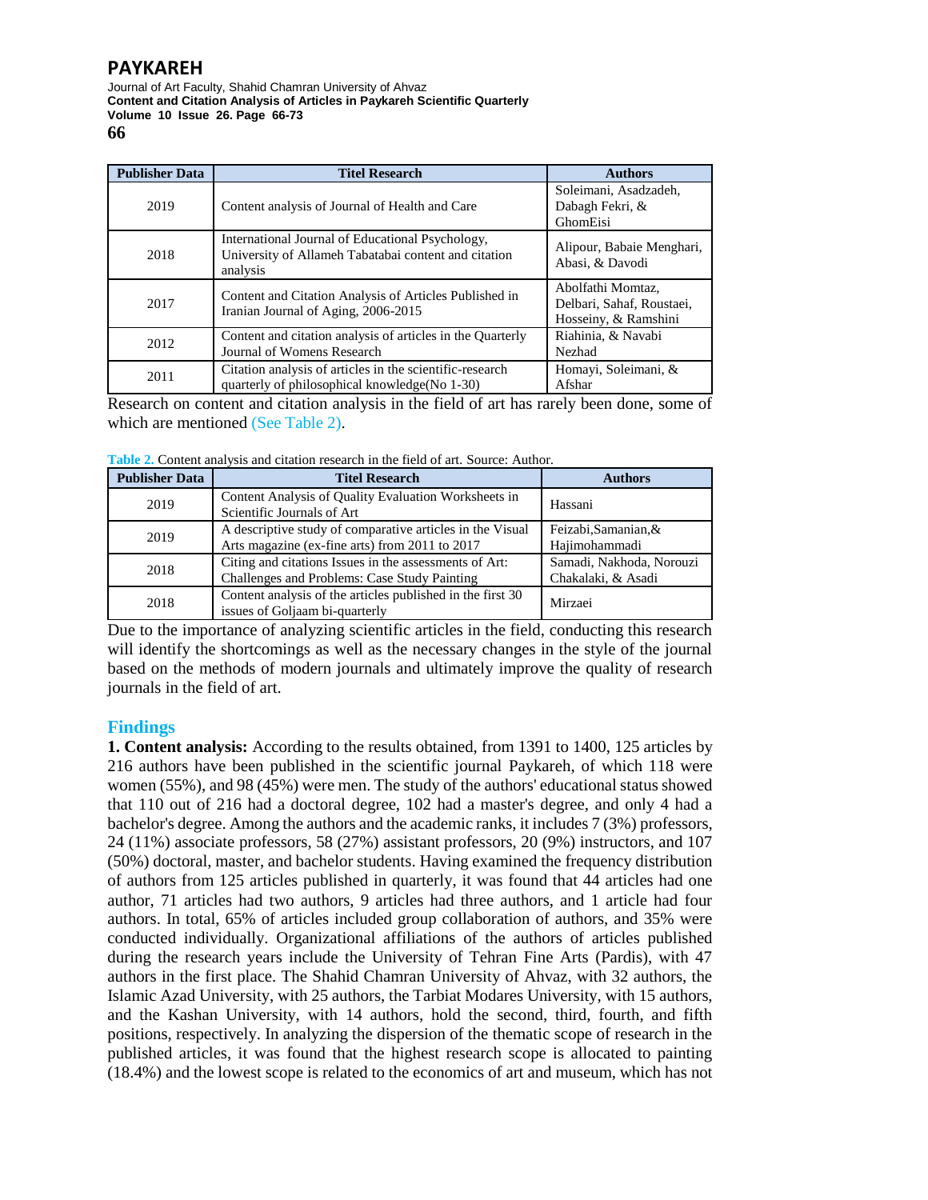| Publisher Data | Titel Research | Authors |
|---|---|---|
| 2019 | Content analysis of Journal of Health and Care | Soleimani, Asadzadeh, Dabagh Fekri, & GhomEisi |
| 2018 | International Journal of Educational Psychology, University of Allameh Tabatabai content and citation analysis | Alipour, Babaie Menghari, Abasi, & Davodi |
| 2017 | Content and Citation Analysis of Articles Published in Iranian Journal of Aging, 2006-2015 | Abolfathi Momtaz, Delbari, Sahaf, Roustaei, Hosseiny, & Ramshini |
| 2012 | Content and citation analysis of articles in the Quarterly Journal of Womens Research | Riahinia, & Navabi Nezhad |
| 2011 | Citation analysis of articles in the scientific-research quarterly of philosophical knowledge(No 1-30) | Homayi, Soleimani, & Afshar |

Research on content and citation analysis in the field of art has rarely been done, some of which are mentioned (See Table 2).

Table 2. Content analysis and citation research in the field of art. Source: Author.

| Publisher Data | Titel Research | Authors |
|---|---|---|
| 2019 | Content Analysis of Quality Evaluation Worksheets in Scientific Journals of Art | Hassani |
| 2019 | A descriptive study of comparative articles in the Visual Arts magazine (ex-fine arts) from 2011 to 2017 | Feizabi,Samanian,& Hajimohammadi |
| 2018 | Citing and citations Issues in the assessments of Art: Challenges and Problems: Case Study Painting | Samadi, Nakhoda, Norouzi Chakalaki, & Asadi |
| 2018 | Content analysis of the articles published in the first 30 issues of Goljaam bi-quarterly | Mirzaei |

Due to the importance of analyzing scientific articles in the field, conducting this research will identify the shortcomings as well as the necessary changes in the style of the journal based on the methods of modern journals and ultimately improve the quality of research journals in the field of art.

## Findings

**1. Content analysis:** According to the results obtained, from 1391 to 1400, 125 articles by 216 authors have been published in the scientific journal Paykareh, of which 118 were women (55%), and 98 (45%) were men. The study of the authors' educational status showed that 110 out of 216 had a doctoral degree, 102 had a master's degree, and only 4 had a bachelor's degree. Among the authors and the academic ranks, it includes 7 (3%) professors, 24 (11%) associate professors, 58 (27%) assistant professors, 20 (9%) instructors, and 107 (50%) doctoral, master, and bachelor students. Having examined the frequency distribution of authors from 125 articles published in quarterly, it was found that 44 articles had one author, 71 articles had two authors, 9 articles had three authors, and 1 article had four authors. In total, 65% of articles included group collaboration of authors, and 35% were conducted individually. Organizational affiliations of the authors of articles published during the research years include the University of Tehran Fine Arts (Pardis), with 47 authors in the first place. The Shahid Chamran University of Ahvaz, with 32 authors, the Islamic Azad University, with 25 authors, the Tarbiat Modares University, with 15 authors, and the Kashan University, with 14 authors, hold the second, third, fourth, and fifth positions, respectively. In analyzing the dispersion of the thematic scope of research in the published articles, it was found that the highest research scope is allocated to painting (18.4%) and the lowest scope is related to the economics of art and museum, which has not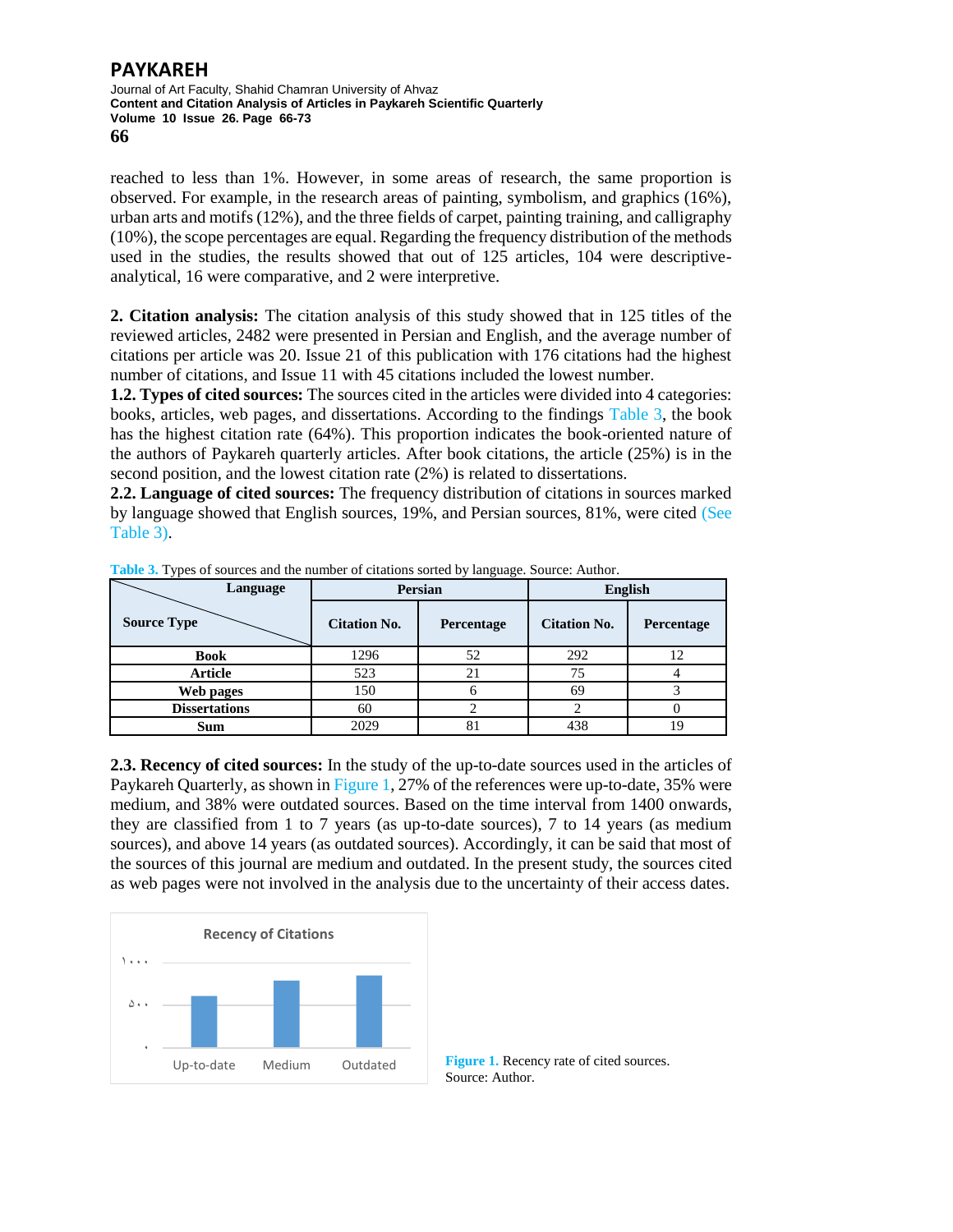reached to less than 1%. However, in some areas of research, the same proportion is observed. For example, in the research areas of painting, symbolism, and graphics (16%), urban arts and motifs (12%), and the three fields of carpet, painting training, and calligraphy (10%), the scope percentages are equal. Regarding the frequency distribution of the methods used in the studies, the results showed that out of 125 articles, 104 were descriptive-analytical, 16 were comparative, and 2 were interpretive.

**2. Citation analysis:** The citation analysis of this study showed that in 125 titles of the reviewed articles, 2482 were presented in Persian and English, and the average number of citations per article was 20. Issue 21 of this publication with 176 citations had the highest number of citations, and Issue 11 with 45 citations included the lowest number.

**1.2. Types of cited sources:** The sources cited in the articles were divided into 4 categories: books, articles, web pages, and dissertations. According to the findings Table 3, the book has the highest citation rate (64%). This proportion indicates the book-oriented nature of the authors of Paykareh quarterly articles. After book citations, the article (25%) is in the second position, and the lowest citation rate (2%) is related to dissertations.

**2.2. Language of cited sources:** The frequency distribution of citations in sources marked by language showed that English sources, 19%, and Persian sources, 81%, were cited (See Table 3).

**Table 3.** Types of sources and the number of citations sorted by language. Source: Author.

| Source Type \ Language | Persian | | English | |
|---|---|---|---|---|
| | Citation No. | Percentage | Citation No. | Percentage |
| **Book** | 1296 | 52 | 292 | 12 |
| **Article** | 523 | 21 | 75 | 4 |
| **Web pages** | 150 | 6 | 69 | 3 |
| **Dissertations** | 60 | 2 | 2 | 0 |
| **Sum** | 2029 | 81 | 438 | 19 |

**2.3. Recency of cited sources:** In the study of the up-to-date sources used in the articles of Paykareh Quarterly, as shown in Figure 1, 27% of the references were up-to-date, 35% were medium, and 38% were outdated sources. Based on the time interval from 1400 onwards, they are classified from 1 to 7 years (as up-to-date sources), 7 to 14 years (as medium sources), and above 14 years (as outdated sources). Accordingly, it can be said that most of the sources of this journal are medium and outdated. In the present study, the sources cited as web pages were not involved in the analysis due to the uncertainty of their access dates.

**Figure 1.** Recency rate of cited sources. Source: Author.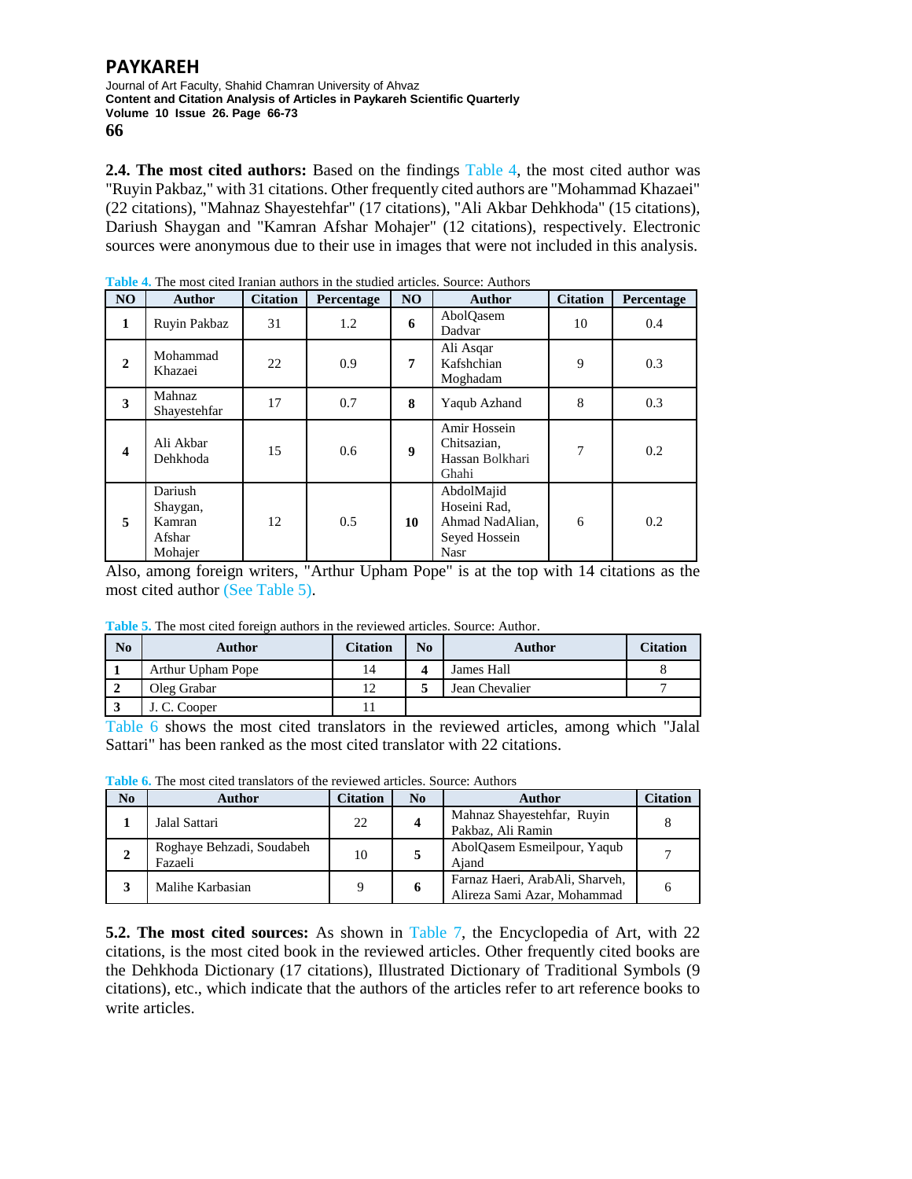**2.4. The most cited authors:** Based on the findings Table 4, the most cited author was "Ruyin Pakbaz," with 31 citations. Other frequently cited authors are "Mohammad Khazaei" (22 citations), "Mahnaz Shayestehfar" (17 citations), "Ali Akbar Dehkhoda" (15 citations), Dariush Shaygan and "Kamran Afshar Mohajer" (12 citations), respectively. Electronic sources were anonymous due to their use in images that were not included in this analysis.

Table 4. The most cited Iranian authors in the studied articles. Source: Authors

| NO | Author | Citation | Percentage | NO | Author | Citation | Percentage |
|---|---|---|---|---|---|---|---|
| 1 | Ruyin Pakbaz | 31 | 1.2 | 6 | AbolQasem Dadvar | 10 | 0.4 |
| 2 | Mohammad Khazaei | 22 | 0.9 | 7 | Ali Asqar Kafshchian Moghadam | 9 | 0.3 |
| 3 | Mahnaz Shayestehfar | 17 | 0.7 | 8 | Yaqub Azhand | 8 | 0.3 |
| 4 | Ali Akbar Dehkhoda | 15 | 0.6 | 9 | Amir Hossein Chitsazian, Hassan Bolkhari Ghahi | 7 | 0.2 |
| 5 | Dariush Shaygan, Kamran Afshar Mohajer | 12 | 0.5 | 10 | AbdolMajid Hoseini Rad, Ahmad NadAlian, Seyed Hossein Nasr | 6 | 0.2 |

Also, among foreign writers, "Arthur Upham Pope" is at the top with 14 citations as the most cited author (See Table 5).

Table 5. The most cited foreign authors in the reviewed articles. Source: Author.

| No | Author | Citation | No | Author | Citation |
|---|---|---|---|---|---|
| 1 | Arthur Upham Pope | 14 | 4 | James Hall | 8 |
| 2 | Oleg Grabar | 12 | 5 | Jean Chevalier | 7 |
| 3 | J. C. Cooper | 11 | | | |

Table 6 shows the most cited translators in the reviewed articles, among which "Jalal Sattari" has been ranked as the most cited translator with 22 citations.

Table 6. The most cited translators of the reviewed articles. Source: Authors

| No | Author | Citation | No | Author | Citation |
|---|---|---|---|---|---|
| 1 | Jalal Sattari | 22 | 4 | Mahnaz Shayestehfar, Ruyin Pakbaz, Ali Ramin | 8 |
| 2 | Roghaye Behzadi, Soudabeh Fazaeli | 10 | 5 | AbolQasem Esmeilpour, Yaqub Ajand | 7 |
| 3 | Malihe Karbasian | 9 | 6 | Farnaz Haeri, ArabAli, Sharveh, Alireza Sami Azar, Mohammad | 6 |

**5.2. The most cited sources:** As shown in Table 7, the Encyclopedia of Art, with 22 citations, is the most cited book in the reviewed articles. Other frequently cited books are the Dehkhoda Dictionary (17 citations), Illustrated Dictionary of Traditional Symbols (9 citations), etc., which indicate that the authors of the articles refer to art reference books to write articles.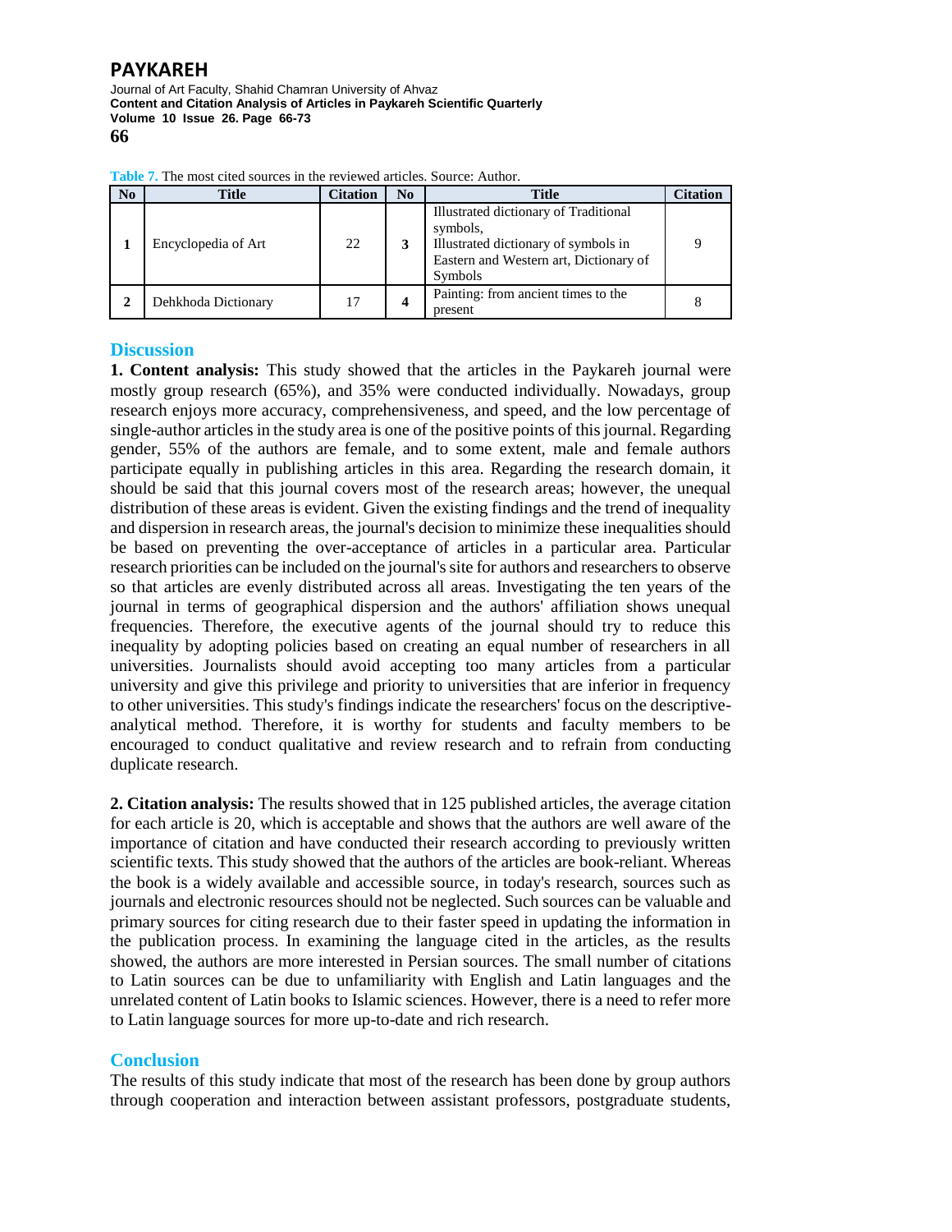**Table 7.** The most cited sources in the reviewed articles. Source: Author.

| No | Title | Citation | No | Title | Citation |
|---|---|---|---|---|---|
| 1 | Encyclopedia of Art | 22 | 3 | Illustrated dictionary of Traditional symbols, Illustrated dictionary of symbols in Eastern and Western art, Dictionary of Symbols | 9 |
| 2 | Dehkhoda Dictionary | 17 | 4 | Painting: from ancient times to the present | 8 |

## Discussion

**1. Content analysis:** This study showed that the articles in the Paykareh journal were mostly group research (65%), and 35% were conducted individually. Nowadays, group research enjoys more accuracy, comprehensiveness, and speed, and the low percentage of single-author articles in the study area is one of the positive points of this journal. Regarding gender, 55% of the authors are female, and to some extent, male and female authors participate equally in publishing articles in this area. Regarding the research domain, it should be said that this journal covers most of the research areas; however, the unequal distribution of these areas is evident. Given the existing findings and the trend of inequality and dispersion in research areas, the journal's decision to minimize these inequalities should be based on preventing the over-acceptance of articles in a particular area. Particular research priorities can be included on the journal's site for authors and researchers to observe so that articles are evenly distributed across all areas. Investigating the ten years of the journal in terms of geographical dispersion and the authors' affiliation shows unequal frequencies. Therefore, the executive agents of the journal should try to reduce this inequality by adopting policies based on creating an equal number of researchers in all universities. Journalists should avoid accepting too many articles from a particular university and give this privilege and priority to universities that are inferior in frequency to other universities. This study's findings indicate the researchers' focus on the descriptive-analytical method. Therefore, it is worthy for students and faculty members to be encouraged to conduct qualitative and review research and to refrain from conducting duplicate research.

**2. Citation analysis:** The results showed that in 125 published articles, the average citation for each article is 20, which is acceptable and shows that the authors are well aware of the importance of citation and have conducted their research according to previously written scientific texts. This study showed that the authors of the articles are book-reliant. Whereas the book is a widely available and accessible source, in today's research, sources such as journals and electronic resources should not be neglected. Such sources can be valuable and primary sources for citing research due to their faster speed in updating the information in the publication process. In examining the language cited in the articles, as the results showed, the authors are more interested in Persian sources. The small number of citations to Latin sources can be due to unfamiliarity with English and Latin languages and the unrelated content of Latin books to Islamic sciences. However, there is a need to refer more to Latin language sources for more up-to-date and rich research.

## Conclusion

The results of this study indicate that most of the research has been done by group authors through cooperation and interaction between assistant professors, postgraduate students,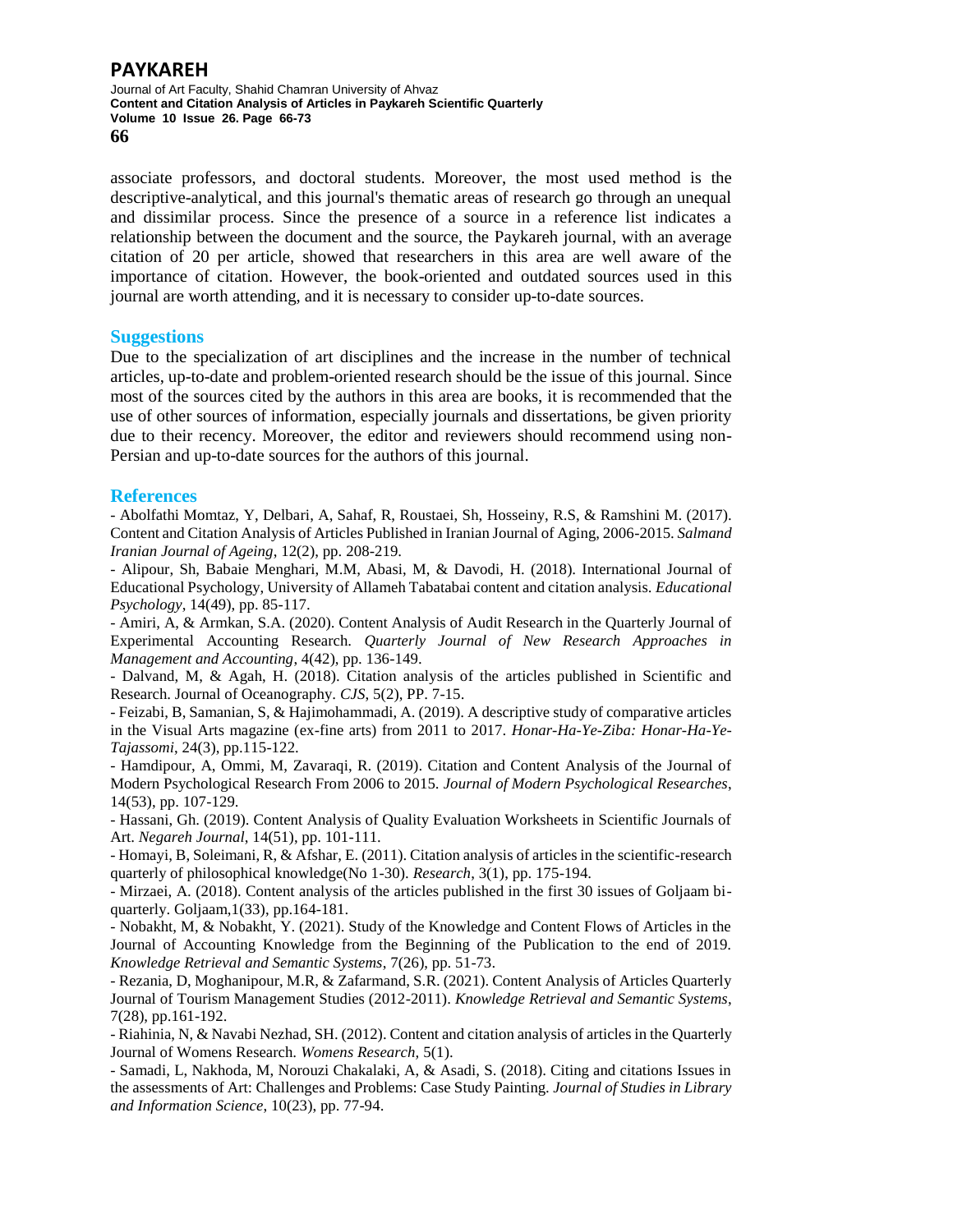associate professors, and doctoral students. Moreover, the most used method is the descriptive-analytical, and this journal's thematic areas of research go through an unequal and dissimilar process. Since the presence of a source in a reference list indicates a relationship between the document and the source, the Paykareh journal, with an average citation of 20 per article, showed that researchers in this area are well aware of the importance of citation. However, the book-oriented and outdated sources used in this journal are worth attending, and it is necessary to consider up-to-date sources.

## Suggestions

Due to the specialization of art disciplines and the increase in the number of technical articles, up-to-date and problem-oriented research should be the issue of this journal. Since most of the sources cited by the authors in this area are books, it is recommended that the use of other sources of information, especially journals and dissertations, be given priority due to their recency. Moreover, the editor and reviewers should recommend using non-Persian and up-to-date sources for the authors of this journal.

## References

- Abolfathi Momtaz, Y, Delbari, A, Sahaf, R, Roustaei, Sh, Hosseiny, R.S, & Ramshini M. (2017). Content and Citation Analysis of Articles Published in Iranian Journal of Aging, 2006-2015. *Salmand Iranian Journal of Ageing*, 12(2), pp. 208-219.
- Alipour, Sh, Babaie Menghari, M.M, Abasi, M, & Davodi, H. (2018). International Journal of Educational Psychology, University of Allameh Tabatabai content and citation analysis. *Educational Psychology*, 14(49), pp. 85-117.
- Amiri, A, & Armkan, S.A. (2020). Content Analysis of Audit Research in the Quarterly Journal of Experimental Accounting Research. *Quarterly Journal of New Research Approaches in Management and Accounting*, 4(42), pp. 136-149.
- Dalvand, M, & Agah, H. (2018). Citation analysis of the articles published in Scientific and Research. Journal of Oceanography. *CJS*, 5(2), PP. 7-15.
- Feizabi, B, Samanian, S, & Hajimohammadi, A. (2019). A descriptive study of comparative articles in the Visual Arts magazine (ex-fine arts) from 2011 to 2017. *Honar-Ha-Ye-Ziba: Honar-Ha-Ye-Tajassomi*, 24(3), pp.115-122.
- Hamdipour, A, Ommi, M, Zavaraqi, R. (2019). Citation and Content Analysis of the Journal of Modern Psychological Research From 2006 to 2015. *Journal of Modern Psychological Researches*, 14(53), pp. 107-129.
- Hassani, Gh. (2019). Content Analysis of Quality Evaluation Worksheets in Scientific Journals of Art. *Negareh Journal*, 14(51), pp. 101-111.
- Homayi, B, Soleimani, R, & Afshar, E. (2011). Citation analysis of articles in the scientific-research quarterly of philosophical knowledge(No 1-30). *Research*, 3(1), pp. 175-194.
- Mirzaei, A. (2018). Content analysis of the articles published in the first 30 issues of Goljaam bi-quarterly. Goljaam,1(33), pp.164-181.
- Nobakht, M, & Nobakht, Y. (2021). Study of the Knowledge and Content Flows of Articles in the Journal of Accounting Knowledge from the Beginning of the Publication to the end of 2019. *Knowledge Retrieval and Semantic Systems*, 7(26), pp. 51-73.
- Rezania, D, Moghanipour, M.R, & Zafarmand, S.R. (2021). Content Analysis of Articles Quarterly Journal of Tourism Management Studies (2012-2011). *Knowledge Retrieval and Semantic Systems*, 7(28), pp.161-192.
- Riahinia, N, & Navabi Nezhad, SH. (2012). Content and citation analysis of articles in the Quarterly Journal of Womens Research. *Womens Research*, 5(1).
- Samadi, L, Nakhoda, M, Norouzi Chakalaki, A, & Asadi, S. (2018). Citing and citations Issues in the assessments of Art: Challenges and Problems: Case Study Painting. *Journal of Studies in Library and Information Science*, 10(23), pp. 77-94.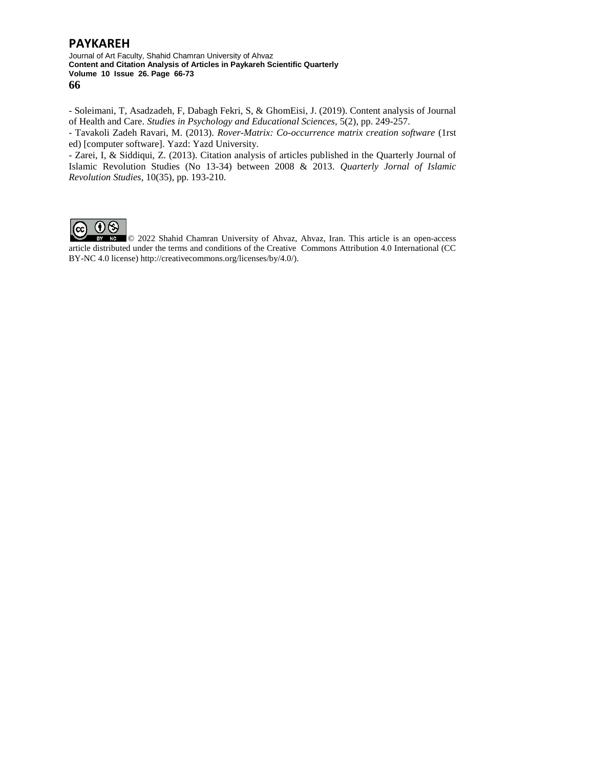- Soleimani, T, Asadzadeh, F, Dabagh Fekri, S, & GhomEisi, J. (2019). Content analysis of Journal of Health and Care. *Studies in Psychology and Educational Sciences*, 5(2), pp. 249-257.

- Tavakoli Zadeh Ravari, M. (2013). *Rover-Matrix: Co-occurrence matrix creation software* (1rst ed) [computer software]. Yazd: Yazd University.

- Zarei, I, & Siddiqui, Z. (2013). Citation analysis of articles published in the Quarterly Journal of Islamic Revolution Studies (No 13-34) between 2008 & 2013. *Quarterly Jornal of Islamic Revolution Studies*, 10(35), pp. 193-210.

© 2022 Shahid Chamran University of Ahvaz, Ahvaz, Iran. This article is an open-access article distributed under the terms and conditions of the Creative Commons Attribution 4.0 International (CC BY-NC 4.0 license) http://creativecommons.org/licenses/by/4.0/).